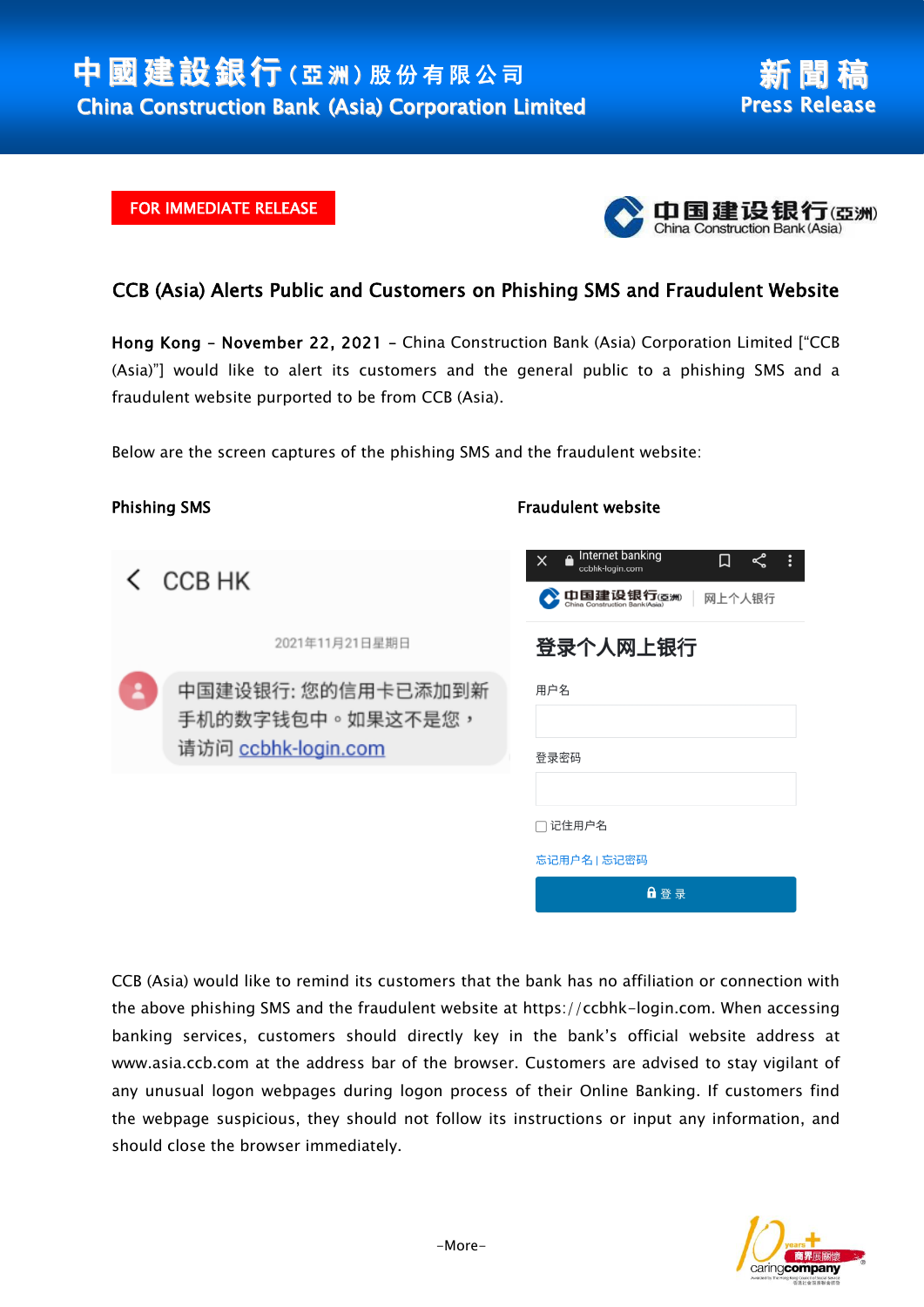# 中國建設銀行(亞洲)股份有限公司
# China Construction Bank (Asia) Corporation Limited

新聞稿
Press Release

FOR IMMEDIATE RELEASE

## CCB (Asia) Alerts Public and Customers on Phishing SMS and Fraudulent Website

**Hong Kong – November 22, 2021** – China Construction Bank (Asia) Corporation Limited ["CCB (Asia)"] would like to alert its customers and the general public to a phishing SMS and a fraudulent website purported to be from CCB (Asia).

Below are the screen captures of the phishing SMS and the fraudulent website:

**Phishing SMS**

CCB HK

2021年11月21日星期日

中国建设银行: 您的信用卡已添加到新手机的数字钱包中。如果这不是您，请访问 ccbhk-login.com

**Fraudulent website**

Internet banking
ccbhk-login.com

中国建设银行(亞洲) China Construction Bank (Asia) | 网上个人银行

登录个人网上银行

用户名

登录密码

记住用户名

忘记用户名 | 忘记密码

登 录

CCB (Asia) would like to remind its customers that the bank has no affiliation or connection with the above phishing SMS and the fraudulent website at https://ccbhk-login.com. When accessing banking services, customers should directly key in the bank's official website address at www.asia.ccb.com at the address bar of the browser. Customers are advised to stay vigilant of any unusual logon webpages during logon process of their Online Banking. If customers find the webpage suspicious, they should not follow its instructions or input any information, and should close the browser immediately.

-More-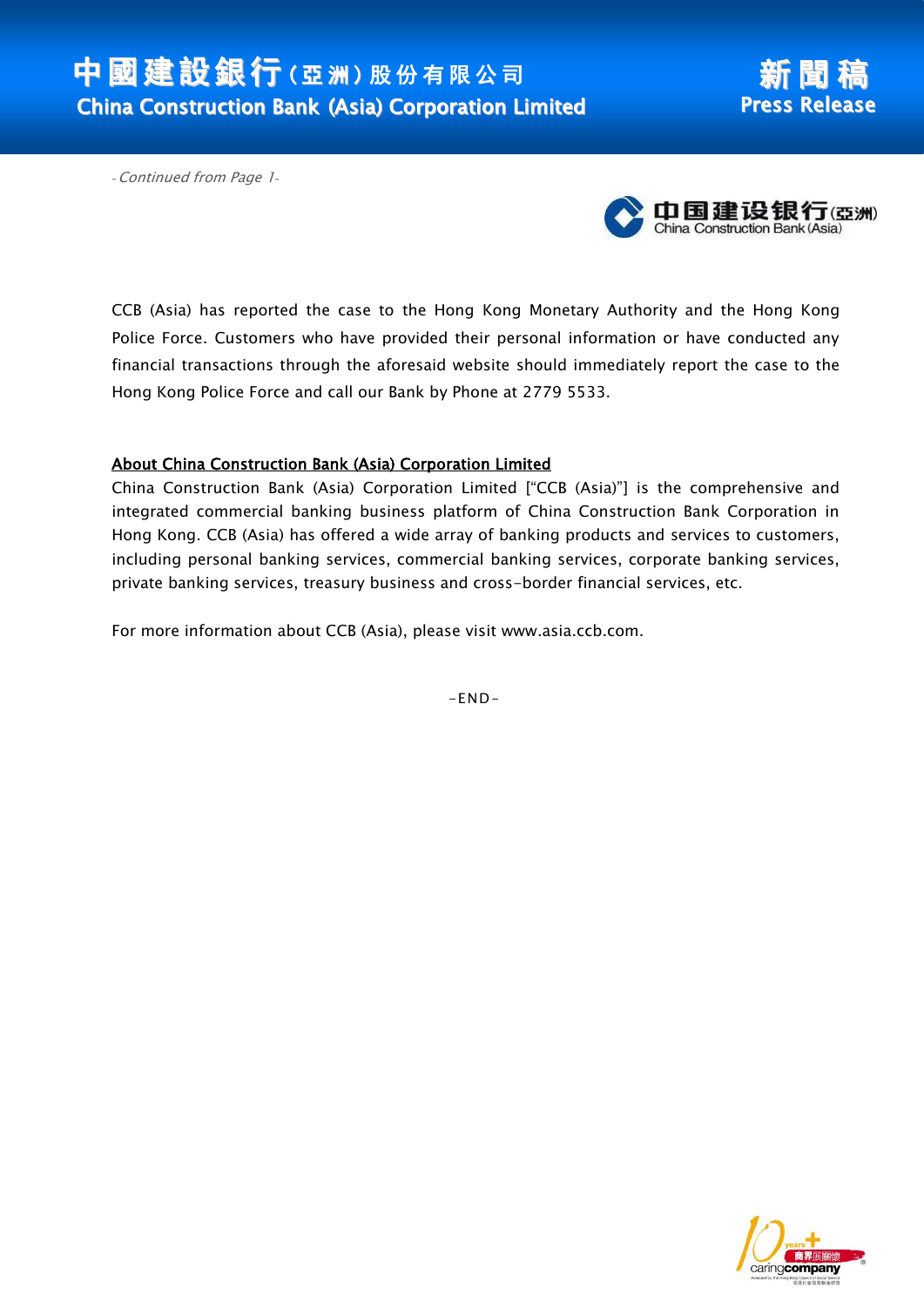*- Continued from Page 1-*

CCB (Asia) has reported the case to the Hong Kong Monetary Authority and the Hong Kong Police Force. Customers who have provided their personal information or have conducted any financial transactions through the aforesaid website should immediately report the case to the Hong Kong Police Force and call our Bank by Phone at 2779 5533.

**About China Construction Bank (Asia) Corporation Limited**

China Construction Bank (Asia) Corporation Limited ["CCB (Asia)"] is the comprehensive and integrated commercial banking business platform of China Construction Bank Corporation in Hong Kong. CCB (Asia) has offered a wide array of banking products and services to customers, including personal banking services, commercial banking services, corporate banking services, private banking services, treasury business and cross-border financial services, etc.

For more information about CCB (Asia), please visit www.asia.ccb.com.

-END-